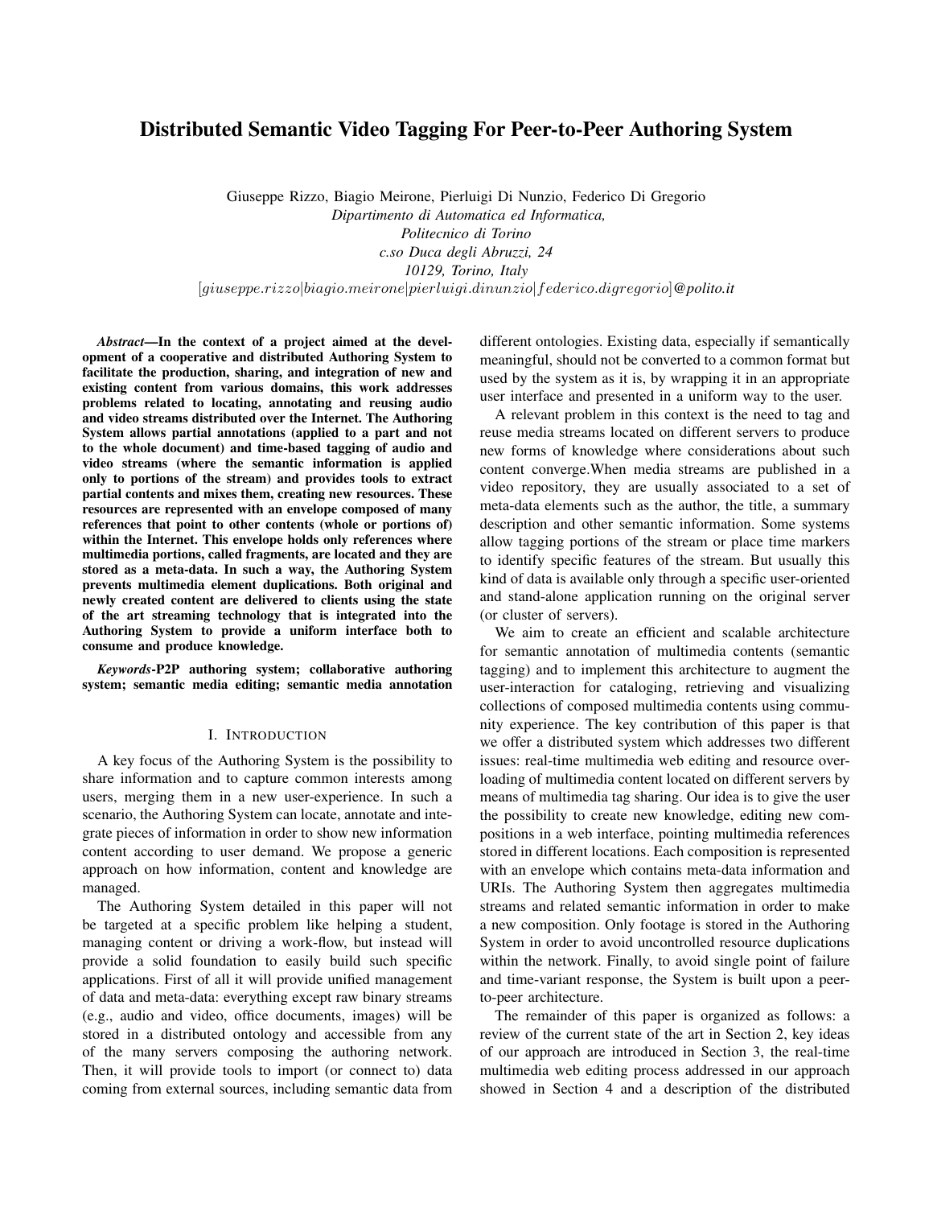# Distributed Semantic Video Tagging For Peer-to-Peer Authoring System

Giuseppe Rizzo, Biagio Meirone, Pierluigi Di Nunzio, Federico Di Gregorio

*Dipartimento di Automatica ed Informatica,*
*Politecnico di Torino*
*c.so Duca degli Abruzzi, 24*
*10129, Torino, Italy*
$[giuseppe.rizzo|biagio.meirone|pierluigi.dinunzio|federico.digregorio]$*@polito.it*

***Abstract*—In the context of a project aimed at the development of a cooperative and distributed Authoring System to facilitate the production, sharing, and integration of new and existing content from various domains, this work addresses problems related to locating, annotating and reusing audio and video streams distributed over the Internet. The Authoring System allows partial annotations (applied to a part and not to the whole document) and time-based tagging of audio and video streams (where the semantic information is applied only to portions of the stream) and provides tools to extract partial contents and mixes them, creating new resources. These resources are represented with an envelope composed of many references that point to other contents (whole or portions of) within the Internet. This envelope holds only references where multimedia portions, called fragments, are located and they are stored as a meta-data. In such a way, the Authoring System prevents multimedia element duplications. Both original and newly created content are delivered to clients using the state of the art streaming technology that is integrated into the Authoring System to provide a uniform interface both to consume and produce knowledge.**

***Keywords*-P2P authoring system; collaborative authoring system; semantic media editing; semantic media annotation**

## I. Introduction

A key focus of the Authoring System is the possibility to share information and to capture common interests among users, merging them in a new user-experience. In such a scenario, the Authoring System can locate, annotate and integrate pieces of information in order to show new information content according to user demand. We propose a generic approach on how information, content and knowledge are managed.

The Authoring System detailed in this paper will not be targeted at a specific problem like helping a student, managing content or driving a work-flow, but instead will provide a solid foundation to easily build such specific applications. First of all it will provide unified management of data and meta-data: everything except raw binary streams (e.g., audio and video, office documents, images) will be stored in a distributed ontology and accessible from any of the many servers composing the authoring network. Then, it will provide tools to import (or connect to) data coming from external sources, including semantic data from different ontologies. Existing data, especially if semantically meaningful, should not be converted to a common format but used by the system as it is, by wrapping it in an appropriate user interface and presented in a uniform way to the user.

A relevant problem in this context is the need to tag and reuse media streams located on different servers to produce new forms of knowledge where considerations about such content converge.When media streams are published in a video repository, they are usually associated to a set of meta-data elements such as the author, the title, a summary description and other semantic information. Some systems allow tagging portions of the stream or place time markers to identify specific features of the stream. But usually this kind of data is available only through a specific user-oriented and stand-alone application running on the original server (or cluster of servers).

We aim to create an efficient and scalable architecture for semantic annotation of multimedia contents (semantic tagging) and to implement this architecture to augment the user-interaction for cataloging, retrieving and visualizing collections of composed multimedia contents using community experience. The key contribution of this paper is that we offer a distributed system which addresses two different issues: real-time multimedia web editing and resource overloading of multimedia content located on different servers by means of multimedia tag sharing. Our idea is to give the user the possibility to create new knowledge, editing new compositions in a web interface, pointing multimedia references stored in different locations. Each composition is represented with an envelope which contains meta-data information and URIs. The Authoring System then aggregates multimedia streams and related semantic information in order to make a new composition. Only footage is stored in the Authoring System in order to avoid uncontrolled resource duplications within the network. Finally, to avoid single point of failure and time-variant response, the System is built upon a peer-to-peer architecture.

The remainder of this paper is organized as follows: a review of the current state of the art in Section 2, key ideas of our approach are introduced in Section 3, the real-time multimedia web editing process addressed in our approach showed in Section 4 and a description of the distributed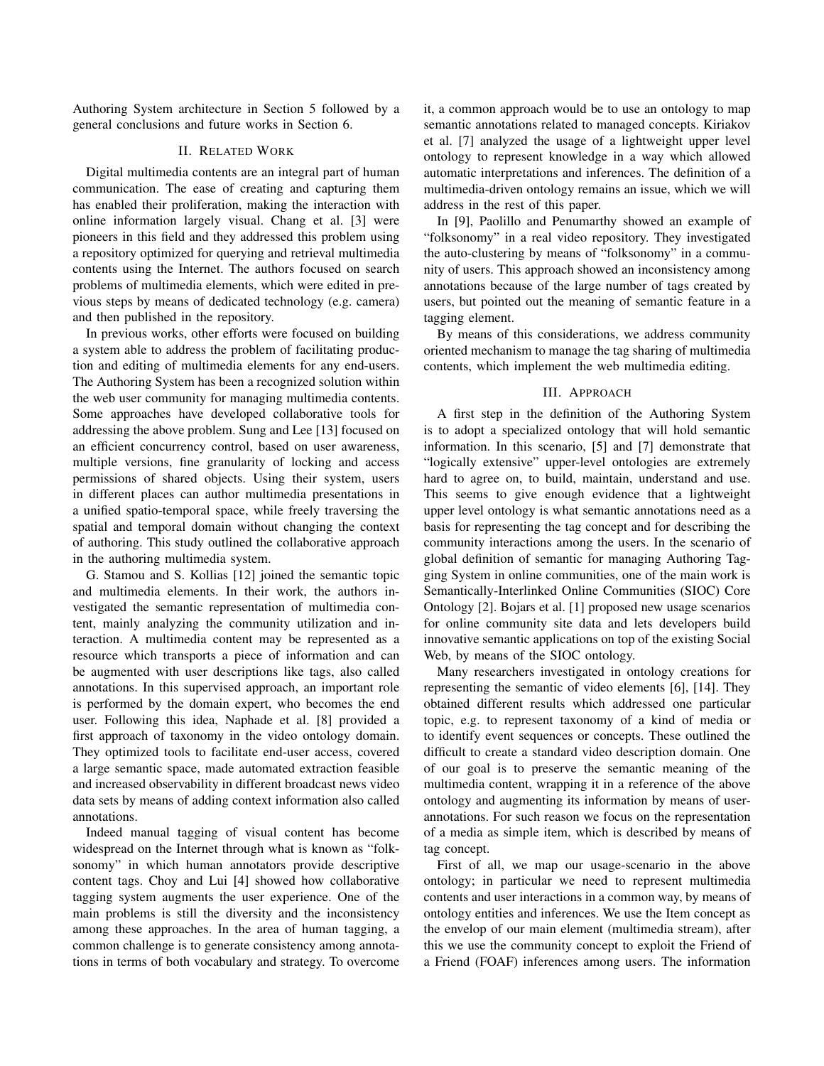Authoring System architecture in Section 5 followed by a general conclusions and future works in Section 6.

## II. Related Work

Digital multimedia contents are an integral part of human communication. The ease of creating and capturing them has enabled their proliferation, making the interaction with online information largely visual. Chang et al. [3] were pioneers in this field and they addressed this problem using a repository optimized for querying and retrieval multimedia contents using the Internet. The authors focused on search problems of multimedia elements, which were edited in previous steps by means of dedicated technology (e.g. camera) and then published in the repository.

In previous works, other efforts were focused on building a system able to address the problem of facilitating production and editing of multimedia elements for any end-users. The Authoring System has been a recognized solution within the web user community for managing multimedia contents. Some approaches have developed collaborative tools for addressing the above problem. Sung and Lee [13] focused on an efficient concurrency control, based on user awareness, multiple versions, fine granularity of locking and access permissions of shared objects. Using their system, users in different places can author multimedia presentations in a unified spatio-temporal space, while freely traversing the spatial and temporal domain without changing the context of authoring. This study outlined the collaborative approach in the authoring multimedia system.

G. Stamou and S. Kollias [12] joined the semantic topic and multimedia elements. In their work, the authors investigated the semantic representation of multimedia content, mainly analyzing the community utilization and interaction. A multimedia content may be represented as a resource which transports a piece of information and can be augmented with user descriptions like tags, also called annotations. In this supervised approach, an important role is performed by the domain expert, who becomes the end user. Following this idea, Naphade et al. [8] provided a first approach of taxonomy in the video ontology domain. They optimized tools to facilitate end-user access, covered a large semantic space, made automated extraction feasible and increased observability in different broadcast news video data sets by means of adding context information also called annotations.

Indeed manual tagging of visual content has become widespread on the Internet through what is known as "folksonomy" in which human annotators provide descriptive content tags. Choy and Lui [4] showed how collaborative tagging system augments the user experience. One of the main problems is still the diversity and the inconsistency among these approaches. In the area of human tagging, a common challenge is to generate consistency among annotations in terms of both vocabulary and strategy. To overcome it, a common approach would be to use an ontology to map semantic annotations related to managed concepts. Kiriakov et al. [7] analyzed the usage of a lightweight upper level ontology to represent knowledge in a way which allowed automatic interpretations and inferences. The definition of a multimedia-driven ontology remains an issue, which we will address in the rest of this paper.

In [9], Paolillo and Penumarthy showed an example of "folksonomy" in a real video repository. They investigated the auto-clustering by means of "folksonomy" in a community of users. This approach showed an inconsistency among annotations because of the large number of tags created by users, but pointed out the meaning of semantic feature in a tagging element.

By means of this considerations, we address community oriented mechanism to manage the tag sharing of multimedia contents, which implement the web multimedia editing.

## III. Approach

A first step in the definition of the Authoring System is to adopt a specialized ontology that will hold semantic information. In this scenario, [5] and [7] demonstrate that "logically extensive" upper-level ontologies are extremely hard to agree on, to build, maintain, understand and use. This seems to give enough evidence that a lightweight upper level ontology is what semantic annotations need as a basis for representing the tag concept and for describing the community interactions among the users. In the scenario of global definition of semantic for managing Authoring Tagging System in online communities, one of the main work is Semantically-Interlinked Online Communities (SIOC) Core Ontology [2]. Bojars et al. [1] proposed new usage scenarios for online community site data and lets developers build innovative semantic applications on top of the existing Social Web, by means of the SIOC ontology.

Many researchers investigated in ontology creations for representing the semantic of video elements [6], [14]. They obtained different results which addressed one particular topic, e.g. to represent taxonomy of a kind of media or to identify event sequences or concepts. These outlined the difficult to create a standard video description domain. One of our goal is to preserve the semantic meaning of the multimedia content, wrapping it in a reference of the above ontology and augmenting its information by means of user-annotations. For such reason we focus on the representation of a media as simple item, which is described by means of tag concept.

First of all, we map our usage-scenario in the above ontology; in particular we need to represent multimedia contents and user interactions in a common way, by means of ontology entities and inferences. We use the Item concept as the envelop of our main element (multimedia stream), after this we use the community concept to exploit the Friend of a Friend (FOAF) inferences among users. The information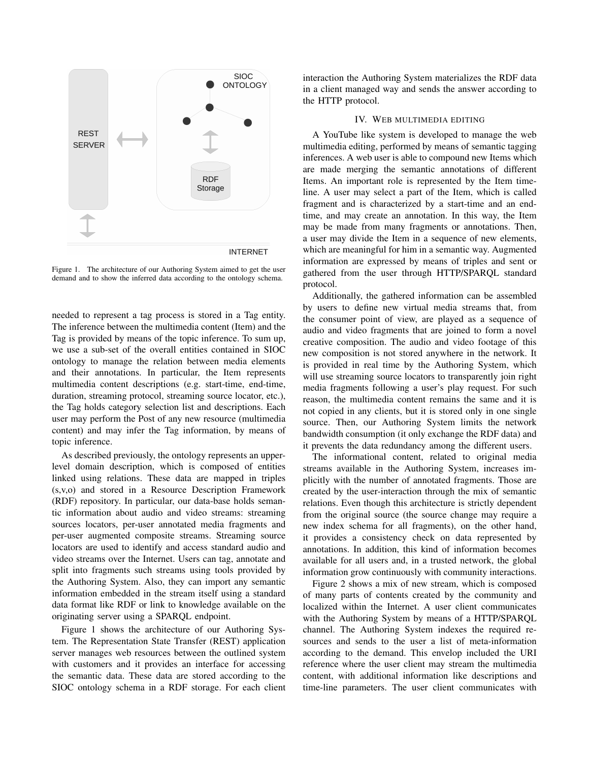Figure 1. The architecture of our Authoring System aimed to get the user demand and to show the inferred data according to the ontology schema.

needed to represent a tag process is stored in a Tag entity. The inference between the multimedia content (Item) and the Tag is provided by means of the topic inference. To sum up, we use a sub-set of the overall entities contained in SIOC ontology to manage the relation between media elements and their annotations. In particular, the Item represents multimedia content descriptions (e.g. start-time, end-time, duration, streaming protocol, streaming source locator, etc.), the Tag holds category selection list and descriptions. Each user may perform the Post of any new resource (multimedia content) and may infer the Tag information, by means of topic inference.

As described previously, the ontology represents an upper-level domain description, which is composed of entities linked using relations. These data are mapped in triples (s,v,o) and stored in a Resource Description Framework (RDF) repository. In particular, our data-base holds semantic information about audio and video streams: streaming sources locators, per-user annotated media fragments and per-user augmented composite streams. Streaming source locators are used to identify and access standard audio and video streams over the Internet. Users can tag, annotate and split into fragments such streams using tools provided by the Authoring System. Also, they can import any semantic information embedded in the stream itself using a standard data format like RDF or link to knowledge available on the originating server using a SPARQL endpoint.

Figure 1 shows the architecture of our Authoring System. The Representation State Transfer (REST) application server manages web resources between the outlined system with customers and it provides an interface for accessing the semantic data. These data are stored according to the SIOC ontology schema in a RDF storage. For each client interaction the Authoring System materializes the RDF data in a client managed way and sends the answer according to the HTTP protocol.

## IV. Web multimedia editing

A YouTube like system is developed to manage the web multimedia editing, performed by means of semantic tagging inferences. A web user is able to compound new Items which are made merging the semantic annotations of different Items. An important role is represented by the Item time-line. A user may select a part of the Item, which is called fragment and is characterized by a start-time and an end-time, and may create an annotation. In this way, the Item may be made from many fragments or annotations. Then, a user may divide the Item in a sequence of new elements, which are meaningful for him in a semantic way. Augmented information are expressed by means of triples and sent or gathered from the user through HTTP/SPARQL standard protocol.

Additionally, the gathered information can be assembled by users to define new virtual media streams that, from the consumer point of view, are played as a sequence of audio and video fragments that are joined to form a novel creative composition. The audio and video footage of this new composition is not stored anywhere in the network. It is provided in real time by the Authoring System, which will use streaming source locators to transparently join right media fragments following a user's play request. For such reason, the multimedia content remains the same and it is not copied in any clients, but it is stored only in one single source. Then, our Authoring System limits the network bandwidth consumption (it only exchange the RDF data) and it prevents the data redundancy among the different users.

The informational content, related to original media streams available in the Authoring System, increases implicitly with the number of annotated fragments. Those are created by the user-interaction through the mix of semantic relations. Even though this architecture is strictly dependent from the original source (the source change may require a new index schema for all fragments), on the other hand, it provides a consistency check on data represented by annotations. In addition, this kind of information becomes available for all users and, in a trusted network, the global information grow continuously with community interactions.

Figure 2 shows a mix of new stream, which is composed of many parts of contents created by the community and localized within the Internet. A user client communicates with the Authoring System by means of a HTTP/SPARQL channel. The Authoring System indexes the required resources and sends to the user a list of meta-information according to the demand. This envelop included the URI reference where the user client may stream the multimedia content, with additional information like descriptions and time-line parameters. The user client communicates with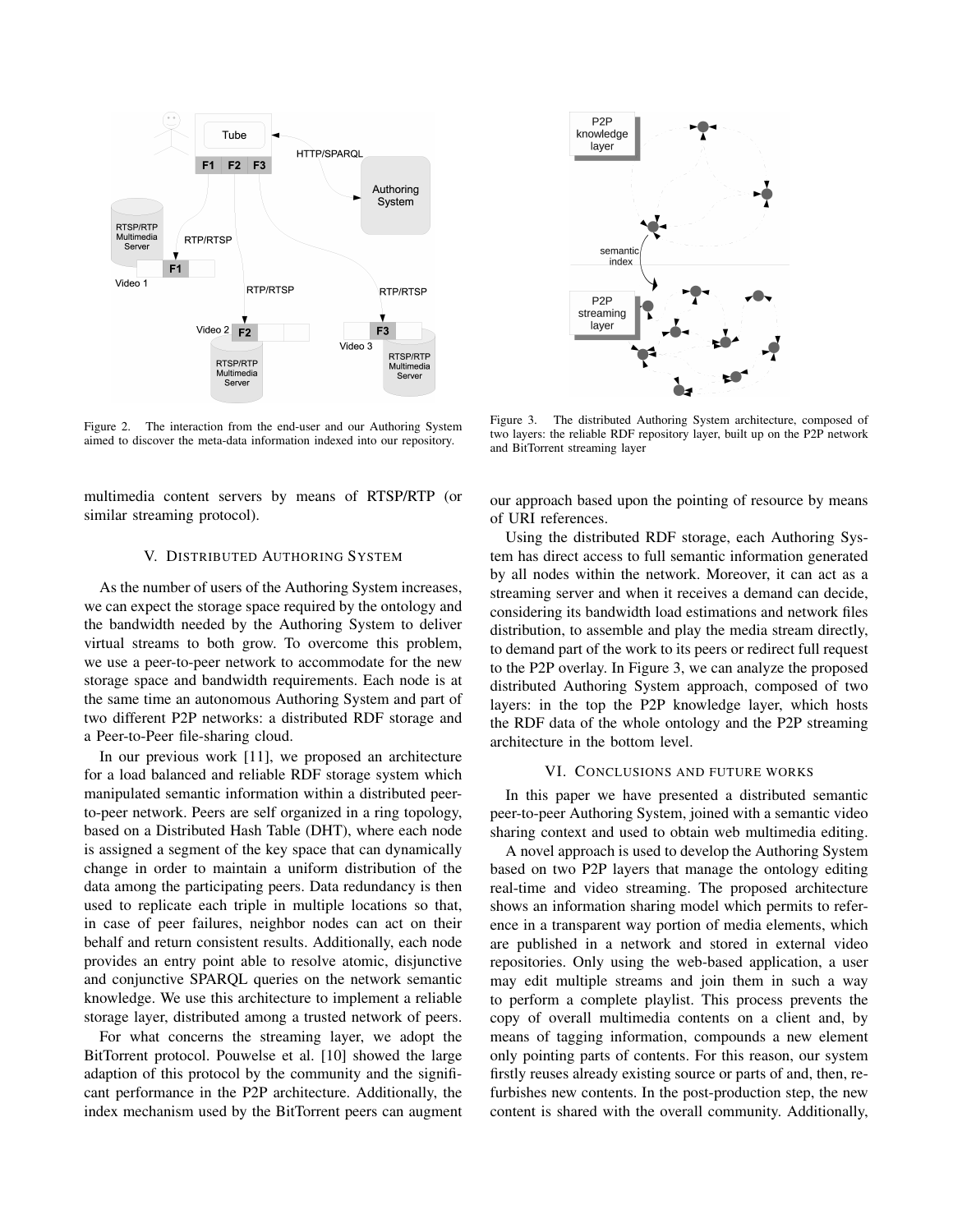Figure 2. The interaction from the end-user and our Authoring System aimed to discover the meta-data information indexed into our repository.

Figure 3. The distributed Authoring System architecture, composed of two layers: the reliable RDF repository layer, built up on the P2P network and BitTorrent streaming layer

multimedia content servers by means of RTSP/RTP (or similar streaming protocol).

## V. Distributed Authoring System

As the number of users of the Authoring System increases, we can expect the storage space required by the ontology and the bandwidth needed by the Authoring System to deliver virtual streams to both grow. To overcome this problem, we use a peer-to-peer network to accommodate for the new storage space and bandwidth requirements. Each node is at the same time an autonomous Authoring System and part of two different P2P networks: a distributed RDF storage and a Peer-to-Peer file-sharing cloud.

In our previous work [11], we proposed an architecture for a load balanced and reliable RDF storage system which manipulated semantic information within a distributed peer-to-peer network. Peers are self organized in a ring topology, based on a Distributed Hash Table (DHT), where each node is assigned a segment of the key space that can dynamically change in order to maintain a uniform distribution of the data among the participating peers. Data redundancy is then used to replicate each triple in multiple locations so that, in case of peer failures, neighbor nodes can act on their behalf and return consistent results. Additionally, each node provides an entry point able to resolve atomic, disjunctive and conjunctive SPARQL queries on the network semantic knowledge. We use this architecture to implement a reliable storage layer, distributed among a trusted network of peers.

For what concerns the streaming layer, we adopt the BitTorrent protocol. Pouwelse et al. [10] showed the large adaption of this protocol by the community and the significant performance in the P2P architecture. Additionally, the index mechanism used by the BitTorrent peers can augment our approach based upon the pointing of resource by means of URI references.

Using the distributed RDF storage, each Authoring System has direct access to full semantic information generated by all nodes within the network. Moreover, it can act as a streaming server and when it receives a demand can decide, considering its bandwidth load estimations and network files distribution, to assemble and play the media stream directly, to demand part of the work to its peers or redirect full request to the P2P overlay. In Figure 3, we can analyze the proposed distributed Authoring System approach, composed of two layers: in the top the P2P knowledge layer, which hosts the RDF data of the whole ontology and the P2P streaming architecture in the bottom level.

## VI. Conclusions and future works

In this paper we have presented a distributed semantic peer-to-peer Authoring System, joined with a semantic video sharing context and used to obtain web multimedia editing.

A novel approach is used to develop the Authoring System based on two P2P layers that manage the ontology editing real-time and video streaming. The proposed architecture shows an information sharing model which permits to reference in a transparent way portion of media elements, which are published in a network and stored in external video repositories. Only using the web-based application, a user may edit multiple streams and join them in such a way to perform a complete playlist. This process prevents the copy of overall multimedia contents on a client and, by means of tagging information, compounds a new element only pointing parts of contents. For this reason, our system firstly reuses already existing source or parts of and, then, refurbishes new contents. In the post-production step, the new content is shared with the overall community. Additionally,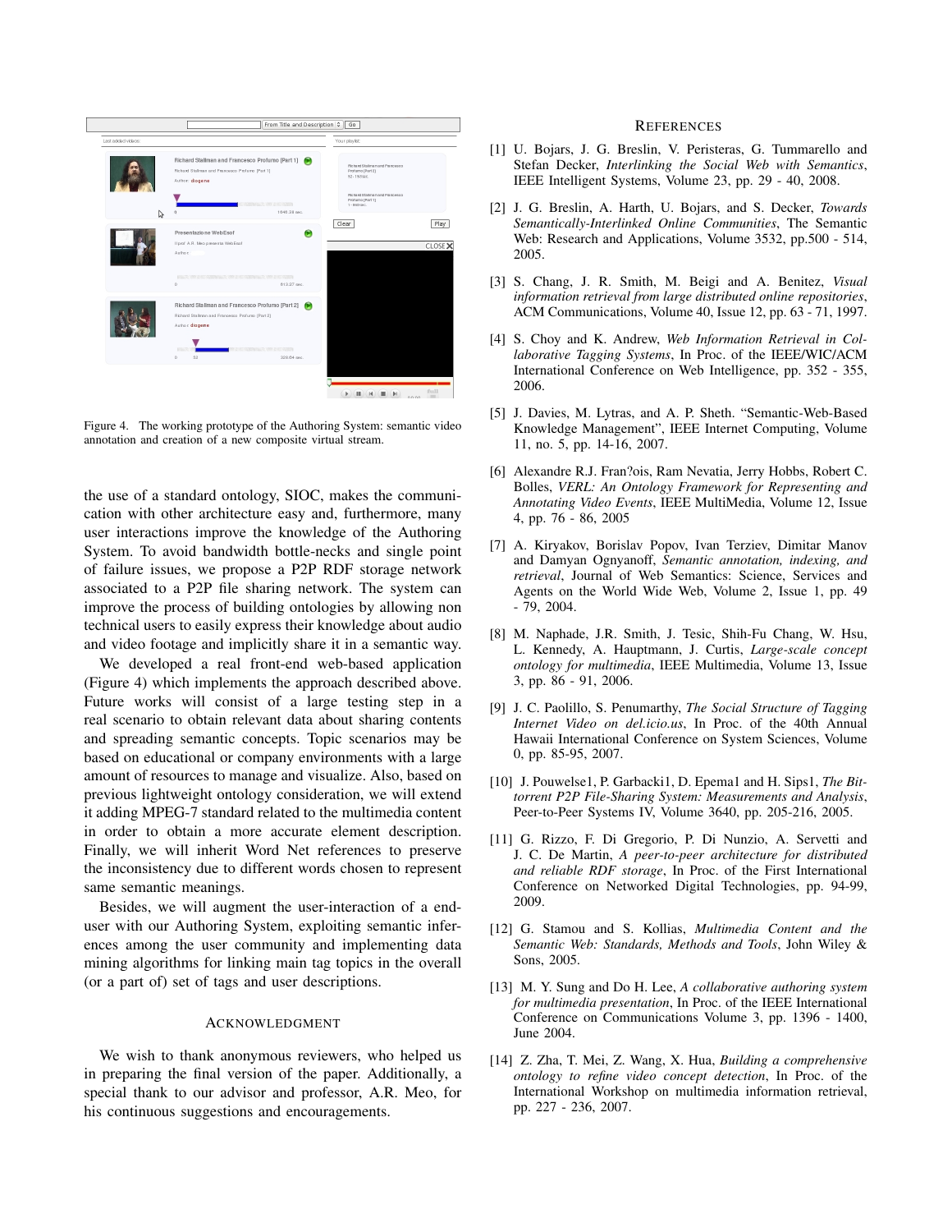Figure 4. The working prototype of the Authoring System: semantic video annotation and creation of a new composite virtual stream.

the use of a standard ontology, SIOC, makes the communication with other architecture easy and, furthermore, many user interactions improve the knowledge of the Authoring System. To avoid bandwidth bottle-necks and single point of failure issues, we propose a P2P RDF storage network associated to a P2P file sharing network. The system can improve the process of building ontologies by allowing non technical users to easily express their knowledge about audio and video footage and implicitly share it in a semantic way.

We developed a real front-end web-based application (Figure 4) which implements the approach described above. Future works will consist of a large testing step in a real scenario to obtain relevant data about sharing contents and spreading semantic concepts. Topic scenarios may be based on educational or company environments with a large amount of resources to manage and visualize. Also, based on previous lightweight ontology consideration, we will extend it adding MPEG-7 standard related to the multimedia content in order to obtain a more accurate element description. Finally, we will inherit Word Net references to preserve the inconsistency due to different words chosen to represent same semantic meanings.

Besides, we will augment the user-interaction of a end-user with our Authoring System, exploiting semantic inferences among the user community and implementing data mining algorithms for linking main tag topics in the overall (or a part of) set of tags and user descriptions.

## Acknowledgment

We wish to thank anonymous reviewers, who helped us in preparing the final version of the paper. Additionally, a special thank to our advisor and professor, A.R. Meo, for his continuous suggestions and encouragements.

## References

[1] U. Bojars, J. G. Breslin, V. Peristeras, G. Tummarello and Stefan Decker, *Interlinking the Social Web with Semantics*, IEEE Intelligent Systems, Volume 23, pp. 29 - 40, 2008.

[2] J. G. Breslin, A. Harth, U. Bojars, and S. Decker, *Towards Semantically-Interlinked Online Communities*, The Semantic Web: Research and Applications, Volume 3532, pp.500 - 514, 2005.

[3] S. Chang, J. R. Smith, M. Beigi and A. Benitez, *Visual information retrieval from large distributed online repositories*, ACM Communications, Volume 40, Issue 12, pp. 63 - 71, 1997.

[4] S. Choy and K. Andrew, *Web Information Retrieval in Collaborative Tagging Systems*, In Proc. of the IEEE/WIC/ACM International Conference on Web Intelligence, pp. 352 - 355, 2006.

[5] J. Davies, M. Lytras, and A. P. Sheth. "Semantic-Web-Based Knowledge Management", IEEE Internet Computing, Volume 11, no. 5, pp. 14-16, 2007.

[6] Alexandre R.J. Fran?ois, Ram Nevatia, Jerry Hobbs, Robert C. Bolles, *VERL: An Ontology Framework for Representing and Annotating Video Events*, IEEE MultiMedia, Volume 12, Issue 4, pp. 76 - 86, 2005

[7] A. Kiryakov, Borislav Popov, Ivan Terziev, Dimitar Manov and Damyan Ognyanoff, *Semantic annotation, indexing, and retrieval*, Journal of Web Semantics: Science, Services and Agents on the World Wide Web, Volume 2, Issue 1, pp. 49 - 79, 2004.

[8] M. Naphade, J.R. Smith, J. Tesic, Shih-Fu Chang, W. Hsu, L. Kennedy, A. Hauptmann, J. Curtis, *Large-scale concept ontology for multimedia*, IEEE Multimedia, Volume 13, Issue 3, pp. 86 - 91, 2006.

[9] J. C. Paolillo, S. Penumarthy, *The Social Structure of Tagging Internet Video on del.icio.us*, In Proc. of the 40th Annual Hawaii International Conference on System Sciences, Volume 0, pp. 85-95, 2007.

[10] J. Pouwelse1, P. Garbacki1, D. Epema1 and H. Sips1, *The Bittorrent P2P File-Sharing System: Measurements and Analysis*, Peer-to-Peer Systems IV, Volume 3640, pp. 205-216, 2005.

[11] G. Rizzo, F. Di Gregorio, P. Di Nunzio, A. Servetti and J. C. De Martin, *A peer-to-peer architecture for distributed and reliable RDF storage*, In Proc. of the First International Conference on Networked Digital Technologies, pp. 94-99, 2009.

[12] G. Stamou and S. Kollias, *Multimedia Content and the Semantic Web: Standards, Methods and Tools*, John Wiley & Sons, 2005.

[13] M. Y. Sung and Do H. Lee, *A collaborative authoring system for multimedia presentation*, In Proc. of the IEEE International Conference on Communications Volume 3, pp. 1396 - 1400, June 2004.

[14] Z. Zha, T. Mei, Z. Wang, X. Hua, *Building a comprehensive ontology to refine video concept detection*, In Proc. of the International Workshop on multimedia information retrieval, pp. 227 - 236, 2007.